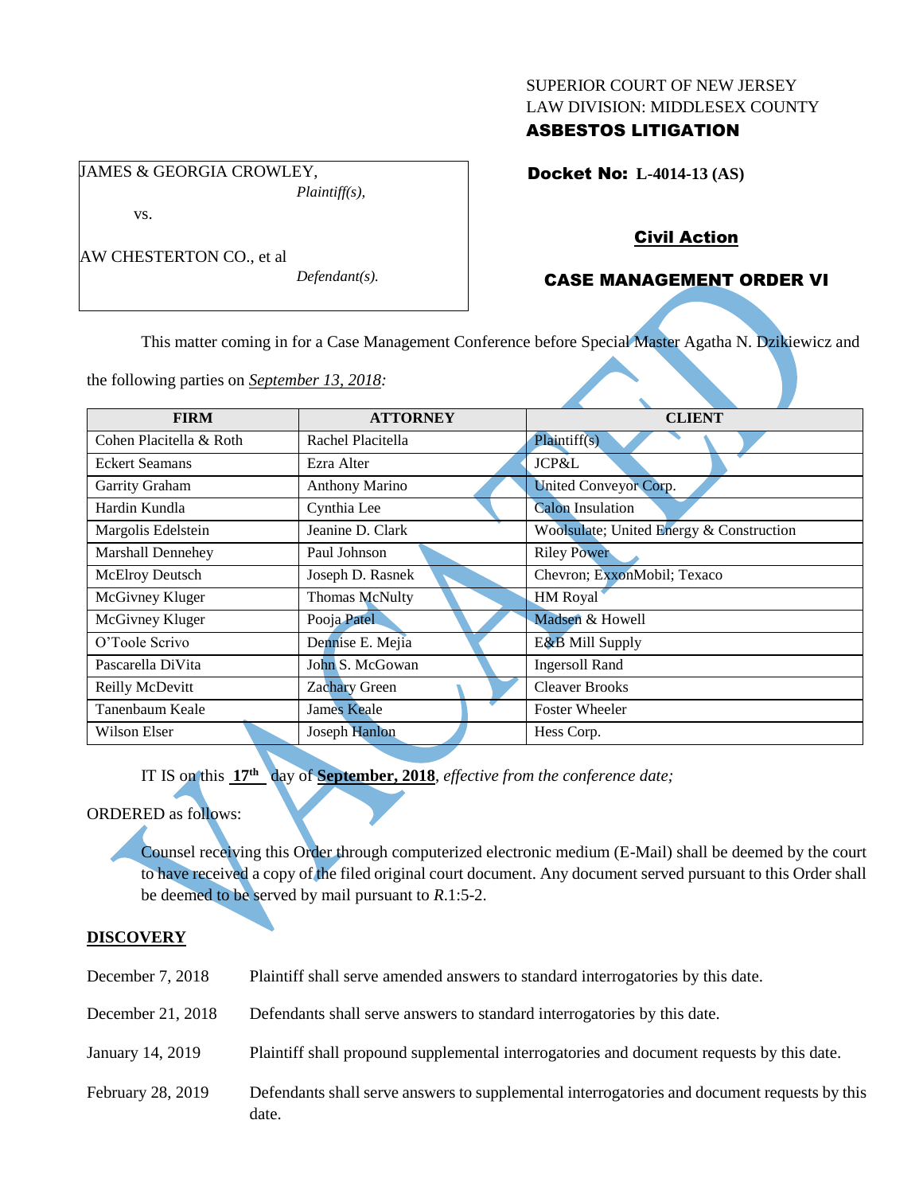SUPERIOR COURT OF NEW JERSEY
LAW DIVISION: MIDDLESEX COUNTY
**ASBESTOS LITIGATION**

JAMES & GEORGIA CROWLEY,
*Plaintiff(s),*

vs.

AW CHESTERTON CO., et al
*Defendant(s).*

**Docket No: L-4014-13 (AS)**

**Civil Action**

**CASE MANAGEMENT ORDER VI**

This matter coming in for a Case Management Conference before Special Master Agatha N. Dzikiewicz and the following parties on *September 13, 2018:*

| FIRM | ATTORNEY | CLIENT |
|---|---|---|
| Cohen Placitella & Roth | Rachel Placitella | Plaintiff(s) |
| Eckert Seamans | Ezra Alter | JCP&L |
| Garrity Graham | Anthony Marino | United Conveyor Corp. |
| Hardin Kundla | Cynthia Lee | Calon Insulation |
| Margolis Edelstein | Jeanine D. Clark | Woolsulate; United Energy & Construction |
| Marshall Dennehey | Paul Johnson | Riley Power |
| McElroy Deutsch | Joseph D. Rasnek | Chevron; ExxonMobil; Texaco |
| McGivney Kluger | Thomas McNulty | HM Royal |
| McGivney Kluger | Pooja Patel | Madsen & Howell |
| O'Toole Scrivo | Dennise E. Mejia | E&B Mill Supply |
| Pascarella DiVita | John S. McGowan | Ingersoll Rand |
| Reilly McDevitt | Zachary Green | Cleaver Brooks |
| Tanenbaum Keale | James Keale | Foster Wheeler |
| Wilson Elser | Joseph Hanlon | Hess Corp. |

IT IS on this **17th** day of **September, 2018**, *effective from the conference date;*

ORDERED as follows:

Counsel receiving this Order through computerized electronic medium (E-Mail) shall be deemed by the court to have received a copy of the filed original court document. Any document served pursuant to this Order shall be deemed to be served by mail pursuant to *R*.1:5-2.

**DISCOVERY**

December 7, 2018 — Plaintiff shall serve amended answers to standard interrogatories by this date.

December 21, 2018 — Defendants shall serve answers to standard interrogatories by this date.

January 14, 2019 — Plaintiff shall propound supplemental interrogatories and document requests by this date.

February 28, 2019 — Defendants shall serve answers to supplemental interrogatories and document requests by this date.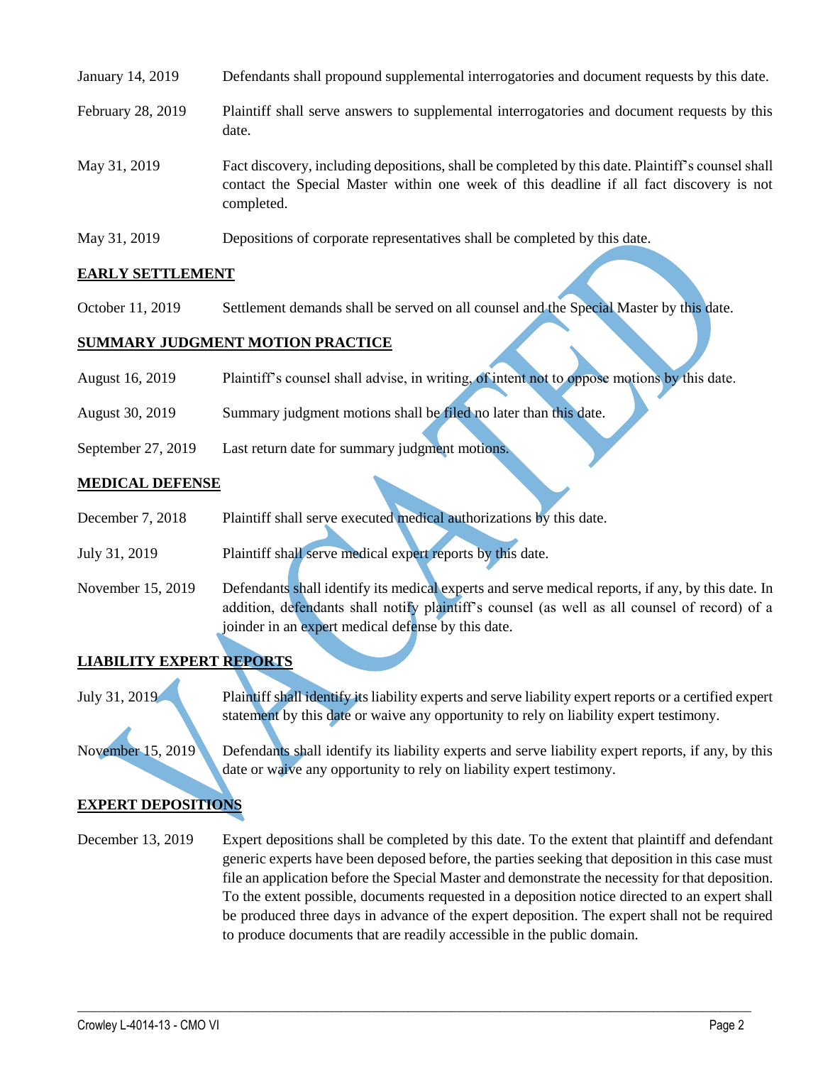| | |
|---|---|
| January 14, 2019 | Defendants shall propound supplemental interrogatories and document requests by this date. |
| February 28, 2019 | Plaintiff shall serve answers to supplemental interrogatories and document requests by this date. |
| May 31, 2019 | Fact discovery, including depositions, shall be completed by this date. Plaintiff's counsel shall contact the Special Master within one week of this deadline if all fact discovery is not completed. |
| May 31, 2019 | Depositions of corporate representatives shall be completed by this date. |

**EARLY SETTLEMENT**

| | |
|---|---|
| October 11, 2019 | Settlement demands shall be served on all counsel and the Special Master by this date. |

**SUMMARY JUDGMENT MOTION PRACTICE**

| | |
|---|---|
| August 16, 2019 | Plaintiff's counsel shall advise, in writing, of intent not to oppose motions by this date. |
| August 30, 2019 | Summary judgment motions shall be filed no later than this date. |
| September 27, 2019 | Last return date for summary judgment motions. |

**MEDICAL DEFENSE**

| | |
|---|---|
| December 7, 2018 | Plaintiff shall serve executed medical authorizations by this date. |
| July 31, 2019 | Plaintiff shall serve medical expert reports by this date. |
| November 15, 2019 | Defendants shall identify its medical experts and serve medical reports, if any, by this date. In addition, defendants shall notify plaintiff's counsel (as well as all counsel of record) of a joinder in an expert medical defense by this date. |

**LIABILITY EXPERT REPORTS**

| | |
|---|---|
| July 31, 2019 | Plaintiff shall identify its liability experts and serve liability expert reports or a certified expert statement by this date or waive any opportunity to rely on liability expert testimony. |
| November 15, 2019 | Defendants shall identify its liability experts and serve liability expert reports, if any, by this date or waive any opportunity to rely on liability expert testimony. |

**EXPERT DEPOSITIONS**

| | |
|---|---|
| December 13, 2019 | Expert depositions shall be completed by this date. To the extent that plaintiff and defendant generic experts have been deposed before, the parties seeking that deposition in this case must file an application before the Special Master and demonstrate the necessity for that deposition. To the extent possible, documents requested in a deposition notice directed to an expert shall be produced three days in advance of the expert deposition. The expert shall not be required to produce documents that are readily accessible in the public domain. |

VACATED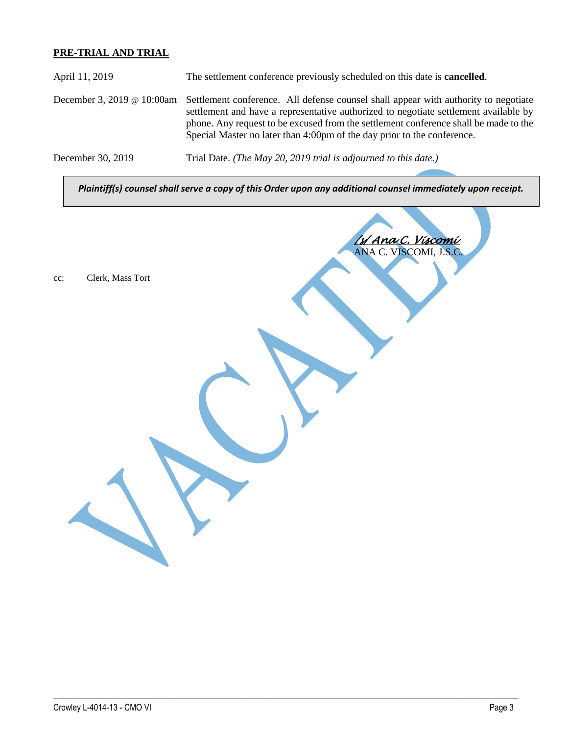**PRE-TRIAL AND TRIAL**

| | |
|---|---|
| April 11, 2019 | The settlement conference previously scheduled on this date is **cancelled**. |
| December 3, 2019 @ 10:00am | Settlement conference. All defense counsel shall appear with authority to negotiate settlement and have a representative authorized to negotiate settlement available by phone. Any request to be excused from the settlement conference shall be made to the Special Master no later than 4:00pm of the day prior to the conference. |
| December 30, 2019 | Trial Date. *(The May 20, 2019 trial is adjourned to this date.)* |

***Plaintiff(s) counsel shall serve a copy of this Order upon any additional counsel immediately upon receipt.***

*/s/ Ana C. Viscomi*
ANA C. VISCOMI, J.S.C.

cc: Clerk, Mass Tort

VACATED

Crowley L-4014-13 - CMO VI